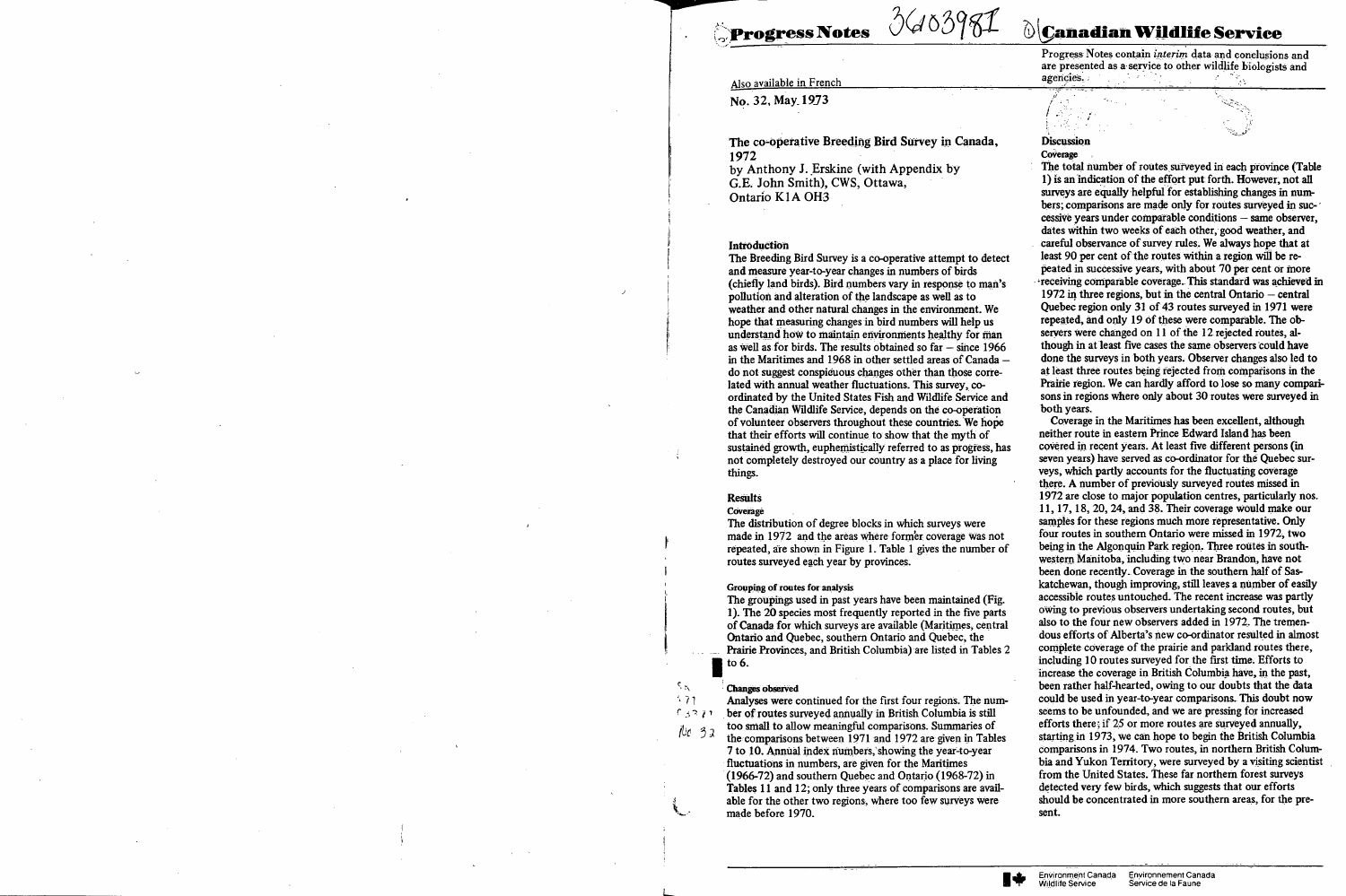**Progress Notes** 

**Canadian Wildlife Service**

Progress Notes contain *interim* data and conclusions and are presented as a service to other wildlife biologists and agencies.

Also available in French

No. 32, May 1973

## The co-operative Breeding Bird Survey in Canada, 1972

by Anthony J. Erskine (with Appendix by G.E. John Smith), CWS, Ottawa, Ontario K1A OH3

### Introduction

The Breeding Bird Survey is a co-operative attempt to detect and measure year-to-year changes in numbers of birds (chiefly land birds). Bird numbers vary in response to man's pollution and alteration of the landscape as well as to weather and other natural changes in the environment. We hope that measuring changes in bird numbers will help us understand how to maintain environments healthy for man as well as for birds. The results obtained so far – since 1966 in the Maritimes and 1968 in other settled areas of Canada – do not suggest conspicuous changes other than those correlated with annual weather fluctuations. This survey, co-ordinated by the United States Fish and Wildlife Service and the Canadian Wildlife Service, depends on the co-operation of volunteer observers throughout these countries. We hope that their efforts will continue to show that the myth of sustained growth, euphemistically referred to as progress, has not completely destroyed our country as a place for living things.

### Results

#### Coverage

The distribution of degree blocks in which surveys were made in 1972 and the areas where former coverage was not repeated, are shown in Figure 1. Table 1 gives the number of routes surveyed each year by provinces.

#### Grouping of routes for analysis

The groupings used in past years have been maintained (Fig. 1). The 20 species most frequently reported in the five parts of Canada for which surveys are available (Maritimes, central Ontario and Quebec, southern Ontario and Quebec, the Prairie Provinces, and British Columbia) are listed in Tables 2 to 6.

#### Changes observed

Analyses were continued for the first four regions. The number of routes surveyed annually in British Columbia is still too small to allow meaningful comparisons. Summaries of the comparisons between 1971 and 1972 are given in Tables 7 to 10. Annual index numbers, showing the year-to-year fluctuations in numbers, are given for the Maritimes (1966-72) and southern Quebec and Ontario (1968-72) in Tables 11 and 12; only three years of comparisons are available for the other two regions, where too few surveys were made before 1970.

### Discussion

#### Coverage

The total number of routes surveyed in each province (Table 1) is an indication of the effort put forth. However, not all surveys are equally helpful for establishing changes in numbers; comparisons are made only for routes surveyed in successive years under comparable conditions – same observer, dates within two weeks of each other, good weather, and careful observance of survey rules. We always hope that at least 90 per cent of the routes within a region will be repeated in successive years, with about 70 per cent or more receiving comparable coverage. This standard was achieved in 1972 in three regions, but in the central Ontario – central Quebec region only 31 of 43 routes surveyed in 1971 were repeated, and only 19 of these were comparable. The observers were changed on 11 of the 12 rejected routes, although in at least five cases the same observers could have done the surveys in both years. Observer changes also led to at least three routes being rejected from comparisons in the Prairie region. We can hardly afford to lose so many comparisons in regions where only about 30 routes were surveyed in both years.

Coverage in the Maritimes has been excellent, although neither route in eastern Prince Edward Island has been covered in recent years. At least five different persons (in seven years) have served as co-ordinator for the Quebec surveys, which partly accounts for the fluctuating coverage there. A number of previously surveyed routes missed in 1972 are close to major population centres, particularly nos. 11, 17, 18, 20, 24, and 38. Their coverage would make our samples for these regions much more representative. Only four routes in southern Ontario were missed in 1972, two being in the Algonquin Park region. Three routes in southwestern Manitoba, including two near Brandon, have not been done recently. Coverage in the southern half of Saskatchewan, though improving, still leaves a number of easily accessible routes untouched. The recent increase was partly owing to previous observers undertaking second routes, but also to the four new observers added in 1972. The tremendous efforts of Alberta's new co-ordinator resulted in almost complete coverage of the prairie and parkland routes there, including 10 routes surveyed for the first time. Efforts to increase the coverage in British Columbia have, in the past, been rather half-hearted, owing to our doubts that the data could be used in year-to-year comparisons. This doubt now seems to be unfounded, and we are pressing for increased efforts there; if 25 or more routes are surveyed annually, starting in 1973, we can hope to begin the British Columbia comparisons in 1974. Two routes, in northern British Columbia and Yukon Territory, were surveyed by a visiting scientist from the United States. These far northern forest surveys detected very few birds, which suggests that our efforts should be concentrated in more southern areas, for the present.

Environment Canada Wildlife Service — Environnement Canada Service de la Faune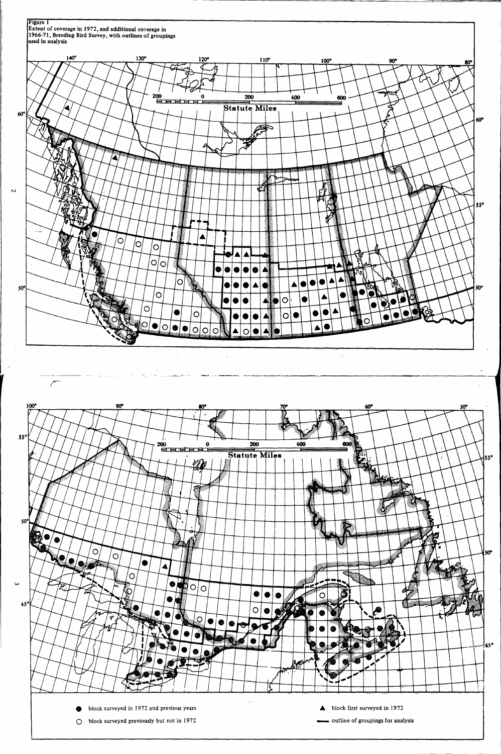Figure 1
Extent of coverage in 1972, and additional coverage in 1966-71, Breeding Bird Survey, with outlines of groupings used in analysis

● block surveyed in 1972 and previous years

○ block surveyed previously but not in 1972

▲ block first surveyed in 1972

— outline of groupings for analysis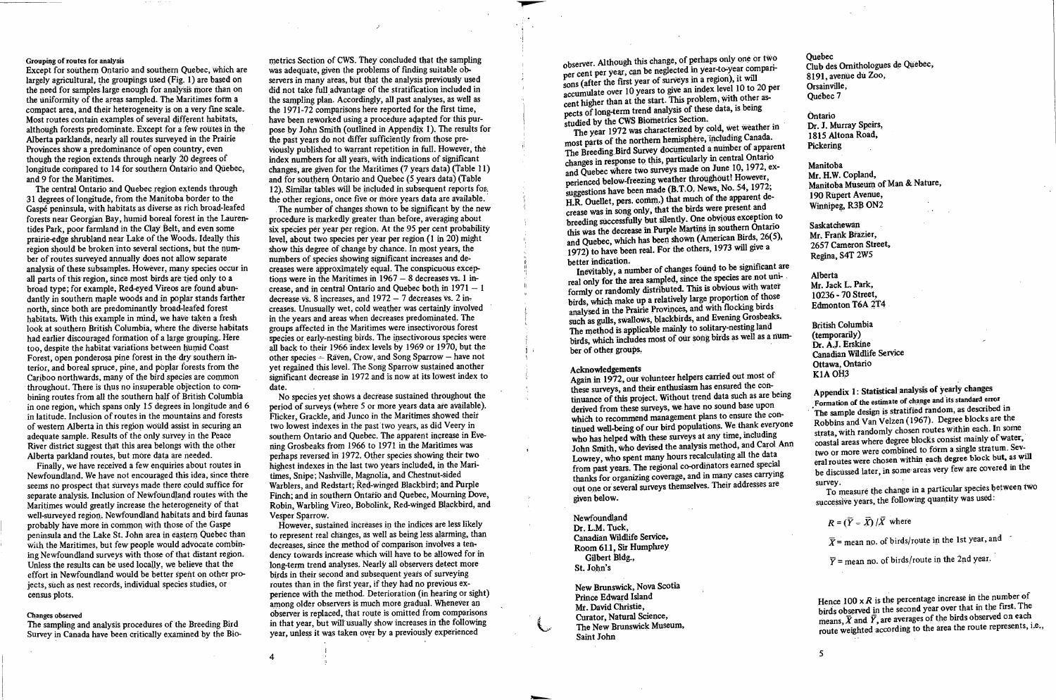### Grouping of routes for analysis

Except for southern Ontario and southern Quebec, which are largely agricultural, the groupings used (Fig. 1) are based on the need for samples large enough for analysis more than on the uniformity of the areas sampled. The Maritimes form a compact area, and their heterogeneity is on a very fine scale. Most routes contain examples of several different habitats, although forests predominate. Except for a few routes in the Alberta parklands, nearly all routes surveyed in the Prairie Provinces show a predominance of open country, even though the region extends through nearly 20 degrees of longitude compared to 14 for southern Ontario and Quebec, and 9 for the Maritimes.

The central Ontario and Quebec region extends through 31 degrees of longitude, from the Manitoba border to the Gaspé peninsula, with habitats as diverse as rich broad-leafed forests near Georgian Bay, humid boreal forest in the Laurentides Park, poor farmland in the Clay Belt, and even some prairie-edge shrubland near Lake of the Woods. Ideally this region should be broken into several sections, but the number of routes surveyed annually does not allow separate analysis of these subsamples. However, many species occur in all parts of this region, since most birds are tied only to a broad type; for example, Red-eyed Vireos are found abundantly in southern maple woods and in poplar stands farther north, since both are predominantly broad-leafed forest habitats. With this example in mind, we have taken a fresh look at southern British Columbia, where the diverse habitats had earlier discouraged formation of a large grouping. Here too, despite the habitat variations between humid Coast Forest, open ponderosa pine forest in the dry southern interior, and boreal spruce, pine, and poplar forests from the Cariboo northwards, many of the bird species are common throughout. There is thus no insuperable objection to combining routes from all the southern half of British Columbia in one region, which spans only 15 degrees in longitude and 6 in latitude. Inclusion of routes in the mountains and forests of western Alberta in this region would assist in securing an adequate sample. Results of the only survey in the Peace River district suggest that this area belongs with the other Alberta parkland routes, but more data are needed.

Finally, we have received a few enquiries about routes in Newfoundland. We have not encouraged this idea, since there seems no prospect that surveys made there could suffice for separate analysis. Inclusion of Newfoundland routes with the Maritimes would greatly increase the heterogeneity of that well-surveyed region. Newfoundland habitats and bird faunas probably have more in common with those of the Gaspe peninsula and the Lake St. John area in eastern Quebec than with the Maritimes, but few people would advocate combining Newfoundland surveys with those of that distant region. Unless the results can be used locally, we believe that the effort in Newfoundland would be better spent on other projects, such as nest records, individual species studies, or census plots.

### Changes observed

The sampling and analysis procedures of the Breeding Bird Survey in Canada have been critically examined by the Biometrics Section of CWS. They concluded that the sampling was adequate, given the problems of finding suitable observers in many areas, but that the analysis previously used did not take full advantage of the stratification included in the sampling plan. Accordingly, all past analyses, as well as the 1971-72 comparisons here reported for the first time, have been reworked using a procedure adapted for this purpose by John Smith (outlined in Appendix 1). The results for the past years do not differ sufficiently from those previously published to warrant repetition in full. However, the index numbers for all years, with indications of significant changes, are given for the Maritimes (7 years data) (Table 11) and for southern Ontario and Quebec (5 years data) (Table 12). Similar tables will be included in subsequent reports for the other regions, once five or more years data are available.

The number of changes shown to be significant by the new procedure is markedly greater than before, averaging about six species per year per region. At the 95 per cent probability level, about two species per year per region (1 in 20) might show this degree of change by chance. In most years, the numbers of species showing significant increases and decreases were approximately equal. The conspicuous exceptions were in the Maritimes in 1967 – 8 decreases vs. 1 increase, and in central Ontario and Quebec both in 1971 – 1 decrease vs. 8 increases, and 1972 – 7 decreases vs. 2 increases. Unusually wet, cold weather was certainly involved in the years and areas when decreases predominated. The groups affected in the Maritimes were insectivorous forest species or early-nesting birds. The insectivorous species were all back to their 1966 index levels by 1969 or 1970, but the other species – Raven, Crow, and Song Sparrow – have not yet regained this level. The Song Sparrow sustained another significant decrease in 1972 and is now at its lowest index to date.

No species yet shows a decrease sustained throughout the period of surveys (where 5 or more years data are available). Flicker, Grackle, and Junco in the Maritimes showed their two lowest indexes in the past two years, as did Veery in southern Ontario and Quebec. The apparent increase in Evening Grosbeaks from 1966 to 1971 in the Maritimes was perhaps reversed in 1972. Other species showing their two highest indexes in the last two years included, in the Maritimes, Snipe; Nashville, Magnolia, and Chestnut-sided Warblers, and Redstart; Red-winged Blackbird; and Purple Finch; and in southern Ontario and Quebec, Mourning Dove, Robin, Warbling Vireo, Bobolink, Red-winged Blackbird, and Vesper Sparrow.

However, sustained increases in the indices are less likely to represent real changes, as well as being less alarming, than decreases, since the method of comparison involves a tendency towards increase which will have to be allowed for in long-term trend analyses. Nearly all observers detect more birds in their second and subsequent years of surveying routes than in the first year, if they had no previous experience with the method. Deterioration (in hearing or sight) among older observers is much more gradual. Whenever an observer is replaced, that route is omitted from comparisons in that year, but will usually show increases in the following year, unless it was taken over by a previously experienced observer. Although this change, of perhaps only one or two per cent per year, can be neglected in year-to-year comparisons (after the first year of surveys in a region), it will accumulate over 10 years to give an index level 10 to 20 per cent higher than at the start. This problem, with other aspects of long-term trend analysis of these data, is being studied by the CWS Biometrics Section.

The year 1972 was characterized by cold, wet weather in most parts of the northern hemisphere, including Canada. The Breeding Bird Survey documented a number of apparent changes in response to this, particularly in central Ontario and Quebec where two surveys made on June 10, 1972, experienced below-freezing weather throughout! However, suggestions have been made (B.T.O. News, No. 54, 1972; H.R. Ouellet, pers. comm.) that much of the apparent decrease was in song only, that the birds were present and breeding successfully but silently. One obvious exception to this was the decrease in Purple Martins in southern Ontario and Quebec, which has been shown (American Birds, 26(5), 1972) to have been real. For the others, 1973 will give a better indication.

Inevitably, a number of changes found to be significant are real only for the area sampled, since the species are not uniformly or randomly distributed. This is obvious with water birds, which make up a relatively large proportion of those analysed in the Prairie Provinces, and with flocking birds such as gulls, swallows, blackbirds, and Evening Grosbeaks. The method is applicable mainly to solitary-nesting land birds, which includes most of our song birds as well as a number of other groups.

### Acknowledgements

Again in 1972, our volunteer helpers carried out most of these surveys, and their enthusiasm has ensured the continuance of this project. Without trend data such as are being derived from these surveys, we have no sound base upon which to recommend management plans to ensure the continued well-being of our bird populations. We thank everyone who has helped with these surveys at any time, including John Smith, who devised the analysis method, and Carol Ann Lowrey, who spent many hours recalculating all the data from past years. The regional co-ordinators earned special thanks for organizing coverage, and in many cases carrying out one or several surveys themselves. Their addresses are given below.

Newfoundland
Dr. L.M. Tuck,
Canadian Wildlife Service,
Room 611, Sir Humphrey Gilbert Bldg.,
St. John's

New Brunswick, Nova Scotia
Prince Edward Island
Mr. David Christie,
Curator, Natural Science,
The New Brunswick Museum,
Saint John

Quebec
Club des Ornithologues de Quebec,
8191, avenue du Zoo,
Orsainville,
Québec 7

Ontario
Dr. J. Murray Speirs,
1815 Altona Road,
Pickering

Manitoba
Mr. H.W. Copland,
Manitoba Museum of Man & Nature,
190 Rupert Avenue,
Winnipeg, R3B 0N2

Saskatchewan
Mr. Frank Brazier,
2657 Cameron Street,
Regina, S4T 2W5

Alberta
Mr. Jack L. Park,
10236 - 70 Street,
Edmonton T6A 2T4

British Columbia
(temporarily)
Dr. A.J. Erskine
Canadian Wildlife Service
Ottawa, Ontario
K1A 0H3

### Appendix 1: Statistical analysis of yearly changes

#### Formation of the estimate of change and its standard error

The sample design is stratified random, as described in Robbins and Van Velzen (1967). Degree blocks are the strata, with randomly chosen routes within each. In some coastal areas where degree blocks consist mainly of water, two or more were combined to form a single stratum. Several routes were chosen within each degree block but, as will be discussed later, in some areas very few are covered in the survey.

To measure the change in a particular species between two successive years, the following quantity was used:

$R = (\bar{Y} - \bar{X})/\bar{X}$ where

$\bar{X}$ = mean no. of birds/route in the 1st year, and

$\bar{Y}$ = mean no. of birds/route in the 2nd year.

Hence $100 \times R$ is the percentage increase in the number of birds observed in the second year over that in the first. The means, $\bar{X}$ and $\bar{Y}$, are averages of the birds observed on each route weighted according to the area the route represents, i.e.,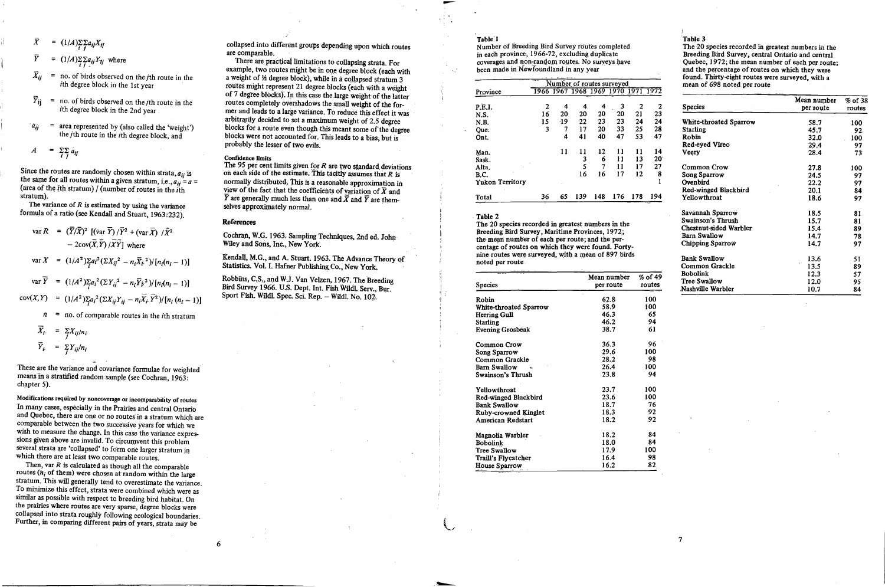$$\bar{X} = (1/A)\sum_i\sum_j a_{ij}X_{ij}$$

$$\bar{Y} = (1/A)\sum_i\sum_j a_{ij}Y_{ij} \text{ where}$$

$X_{ij}$ = no. of birds observed on the $j$th route in the $i$th degree block in the 1st year

$Y_{ij}$ = no. of birds observed on the $j$th route in the $i$th degree block in the 2nd year

$a_{ij}$ = area represented by (also called the 'weight') the $j$th route in the $i$th degree block, and

$$A = \sum_i\sum_j a_{ij}$$

Since the routes are randomly chosen within strata, $a_{ij}$ is the same for all routes within a given stratum, i.e., $a_{ij} = a$ = (area of the $i$th stratum) / (number of routes in the $i$th stratum).

The variance of $R$ is estimated by using the variance formula of a ratio (see Kendall and Stuart, 1963:232).

$$\text{var } R = (\bar{Y}/\bar{X})^2 \; [(\text{var } \bar{Y}) / \bar{Y}^2 + (\text{var } \bar{X}) \; / \bar{X}^2 - 2\text{cov}(\bar{X},\bar{Y}) \; /\bar{X}\bar{Y}] \text{ where}$$

$$\text{var } X = (1/A^2)\sum_i a_i^2(\Sigma X_{ij}^2 - n_i\bar{X}_{i\cdot}^2)/[n_i(n_i - 1)]$$

$$\text{var } \bar{Y} = (1/A^2)\sum_i a_i^2(\Sigma Y_{ij}^2 - n_i\bar{Y}_{i\cdot}^2)/[n_i(n_i - 1)]$$

$$\text{cov}(X,Y) = (1/A^2)\sum_i a_i^2(\Sigma X_{ij}Y_{ij} - n_i\bar{X}_{i\cdot}\bar{Y}^2)/[n_i(n_i - 1)]$$

$n$ = no. of comparable routes in the $i$th stratum

$$\bar{X}_{i\cdot} = \sum_j X_{ij}/n_i$$

$$\bar{Y}_{i\cdot} = \sum_j Y_{ij}/n_i$$

These are the variance and covariance formulae for weighted means in a stratified random sample (see Cochran, 1963: chapter 5).

#### Modifications required by noncoverage or incomparability of routes

In many cases, especially in the Prairies and central Ontario and Quebec, there are one or no routes in a stratum which are comparable between the two successive years for which we wish to measure the change. In this case the variance expressions given above are invalid. To circumvent this problem several strata are 'collapsed' to form one larger stratum in which there are at least two comparable routes.

Then, var $R$ is calculated as though all the comparable routes ($n_i$ of them) were chosen at random within the large stratum. This will generally tend to overestimate the variance. To minimize this effect, strata were combined which were as similar as possible with respect to breeding bird habitat. On the prairies where routes are very sparse, degree blocks were collapsed into strata roughly following ecological boundaries. Further, in comparing different pairs of years, strata may be collapsed into different groups depending upon which routes are comparable.

There are practical limitations to collapsing strata. For example, two routes might be in one degree block (each with a weight of ½ degree block), while in a collapsed stratum 3 routes might represent 21 degree blocks (each with a weight of 7 degree blocks). In this case the large weight of the latter routes completely overshadows the small weight of the former and leads to a large variance. To reduce this effect it was arbitrarily decided to set a maximum weight of 2.5 degree blocks for a route even though this meant some of the degree blocks were not accounted for. This leads to a bias, but is probably the lesser of two evils.

#### Confidence limits

The 95 per cent limits given for $R$ are two standard deviations on each side of the estimate. This tacitly assumes that $R$ is normally distributed. This is a reasonable approximation in view of the fact that the coefficients of variation of $\bar{X}$ and $\bar{Y}$ are generally much less than one and $\bar{X}$ and $\bar{Y}$ are themselves approximately normal.

### References

Cochran, W.G. 1963. Sampling Techniques, 2nd ed. John Wiley and Sons, Inc., New York.

Kendall, M.G., and A. Stuart. 1963. The Advance Theory of Statistics. Vol. I. Hafner Publishing Co., New York.

Robbins, C.S., and W.J. Van Velzen, 1967. The Breeding Bird Survey 1966. U.S. Dept. Int. Fish Wildl. Serv., Bur. Sport Fish. Wildl. Spec. Sci. Rep. – Wildl. No. 102.

**Table 1**
Number of Breeding Bird Survey routes completed in each province, 1966-72, excluding duplicate coverages and non-random routes. No surveys have been made in Newfoundland in any year

| Province | Number of routes surveyed | | | | | | |
|---|---|---|---|---|---|---|---|
| | 1966 | 1967 | 1968 | 1969 | 1970 | 1971 | 1972 |
| P.E.I. | 2 | 4 | 4 | 4 | 3 | 2 | 2 |
| N.S. | 16 | 20 | 20 | 20 | 20 | 21 | 23 |
| N.B. | 15 | 19 | 22 | 23 | 23 | 24 | 24 |
| Que. | 3 | 7 | 17 | 20 | 33 | 25 | 28 |
| Ont. | | 4 | 41 | 40 | 47 | 53 | 47 |
| Man. | | 11 | 11 | 12 | 11 | 11 | 14 |
| Sask. | | | 3 | 6 | 11 | 13 | 20 |
| Alta. | | | 5 | 7 | 11 | 17 | 27 |
| B.C. | | | 16 | 16 | 17 | 12 | 8 |
| Yukon Territory | | | | | | | 1 |
| Total | 36 | 65 | 139 | 148 | 176 | 178 | 194 |

**Table 2**
The 20 species recorded in greatest numbers in the Breeding Bird Survey, Maritime Provinces, 1972; the mean number of each per route; and the percentage of routes on which they were found. Forty-nine routes were surveyed, with a mean of 897 birds noted per route

| Species | Mean number per route | % of 49 routes |
|---|---|---|
| Robin | 62.8 | 100 |
| White-throated Sparrow | 58.9 | 100 |
| Herring Gull | 46.3 | 65 |
| Starling | 46.2 | 94 |
| Evening Grosbeak | 38.7 | 61 |
| Common Crow | 36.3 | 96 |
| Song Sparrow | 29.6 | 100 |
| Common Grackle | 28.2 | 98 |
| Barn Swallow | 26.4 | 100 |
| Swainson's Thrush | 23.8 | 94 |
| Yellowthroat | 23.7 | 100 |
| Red-winged Blackbird | 23.6 | 100 |
| Bank Swallow | 18.7 | 76 |
| Ruby-crowned Kinglet | 18.3 | 92 |
| American Redstart | 18.2 | 92 |
| Magnolia Warbler | 18.2 | 84 |
| Bobolink | 18.0 | 84 |
| Tree Swallow | 17.9 | 100 |
| Traill's Flycatcher | 16.4 | 98 |
| House Sparrow | 16.2 | 82 |

**Table 3**
The 20 species recorded in greatest numbers in the Breeding Bird Survey, central Ontario and central Quebec, 1972; the mean number of each per route; and the percentage of routes on which they were found. Thirty-eight routes were surveyed, with a mean of 698 noted per route

| Species | Mean number per route | % of 38 routes |
|---|---|---|
| White-throated Sparrow | 58.7 | 100 |
| Starling | 45.7 | 92 |
| Robin | 32.0 | 100 |
| Red-eyed Vireo | 29.4 | 97 |
| Veery | 28.4 | 73 |
| Common Crow | 27.8 | 100 |
| Song Sparrow | 24.5 | 97 |
| Ovenbird | 22.2 | 97 |
| Red-winged Blackbird | 20.1 | 84 |
| Yellowthroat | 18.6 | 97 |
| Savannah Sparrow | 18.5 | 81 |
| Swainson's Thrush | 15.7 | 81 |
| Chestnut-sided Warbler | 15.4 | 89 |
| Barn Swallow | 14.7 | 78 |
| Chipping Sparrow | 14.7 | 97 |
| Bank Swallow | 13.6 | 51 |
| Common Grackle | 13.5 | 89 |
| Bobolink | 12.3 | 57 |
| Tree Swallow | 12.0 | 95 |
| Nashville Warbler | 10.7 | 84 |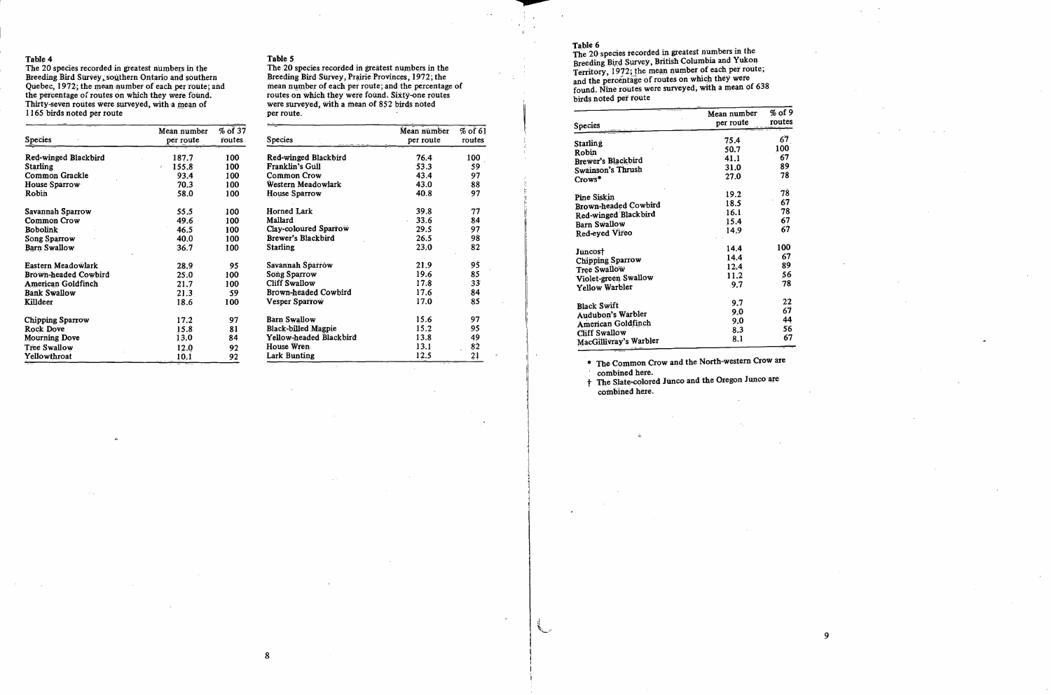Table 4
The 20 species recorded in greatest numbers in the Breeding Bird Survey, southern Ontario and southern Quebec, 1972; the mean number of each per route; and the percentage of routes on which they were found. Thirty-seven routes were surveyed, with a mean of 1165 birds noted per route

| Species | Mean number per route | % of 37 routes |
|---|---|---|
| Red-winged Blackbird | 187.7 | 100 |
| Starling | 155.8 | 100 |
| Common Grackle | 93.4 | 100 |
| House Sparrow | 70.3 | 100 |
| Robin | 58.0 | 100 |
| Savannah Sparrow | 55.5 | 100 |
| Common Crow | 49.6 | 100 |
| Bobolink | 46.5 | 100 |
| Song Sparrow | 40.0 | 100 |
| Barn Swallow | 36.7 | 100 |
| Eastern Meadowlark | 28.9 | 95 |
| Brown-headed Cowbird | 25.0 | 100 |
| American Goldfinch | 21.7 | 100 |
| Bank Swallow | 21.3 | 59 |
| Killdeer | 18.6 | 100 |
| Chipping Sparrow | 17.2 | 97 |
| Rock Dove | 15.8 | 81 |
| Mourning Dove | 13.0 | 84 |
| Tree Swallow | 12.0 | 92 |
| Yellowthroat | 10.1 | 92 |

Table 5
The 20 species recorded in greatest numbers in the Breeding Bird Survey, Prairie Provinces, 1972; the mean number of each per route; and the percentage of routes on which they were found. Sixty-one routes were surveyed, with a mean of 852 birds noted per route.

| Species | Mean number per route | % of 61 routes |
|---|---|---|
| Red-winged Blackbird | 76.4 | 100 |
| Franklin's Gull | 53.3 | 59 |
| Common Crow | 43.4 | 97 |
| Western Meadowlark | 43.0 | 88 |
| House Sparrow | 40.8 | 97 |
| Horned Lark | 39.8 | 77 |
| Mallard | 33.6 | 84 |
| Clay-coloured Sparrow | 29.5 | 97 |
| Brewer's Blackbird | 26.5 | 98 |
| Starling | 23.0 | 82 |
| Savannah Sparrow | 21.9 | 95 |
| Song Sparrow | 19.6 | 85 |
| Cliff Swallow | 17.8 | 33 |
| Brown-headed Cowbird | 17.6 | 84 |
| Vesper Sparrow | 17.0 | 85 |
| Barn Swallow | 15.6 | 97 |
| Black-billed Magpie | 15.2 | 95 |
| Yellow-headed Blackbird | 13.8 | 49 |
| House Wren | 13.1 | 82 |
| Lark Bunting | 12.5 | 21 |

Table 6
The 20 species recorded in greatest numbers in the Breeding Bird Survey, British Columbia and Yukon Territory, 1972; the mean number of each per route; and the percentage of routes on which they were found. Nine routes were surveyed, with a mean of 638 birds noted per route

| Species | Mean number per route | % of 9 routes |
|---|---|---|
| Starling | 75.4 | 67 |
| Robin | 50.7 | 100 |
| Brewer's Blackbird | 41.1 | 67 |
| Swainson's Thrush | 31.0 | 89 |
| Crows* | 27.0 | 78 |
| Pine Siskin | 19.2 | 78 |
| Brown-headed Cowbird | 18.5 | 67 |
| Red-winged Blackbird | 16.1 | 78 |
| Barn Swallow | 15.4 | 67 |
| Red-eyed Vireo | 14.9 | 67 |
| Juncos† | 14.4 | 100 |
| Chipping Sparrow | 14.4 | 67 |
| Tree Swallow | 12.4 | 89 |
| Violet-green Swallow | 11.2 | 56 |
| Yellow Warbler | 9.7 | 78 |
| Black Swift | 9.7 | 22 |
| Audubon's Warbler | 9.0 | 67 |
| American Goldfinch | 9.0 | 44 |
| Cliff Swallow | 8.3 | 56 |
| MacGillivray's Warbler | 8.1 | 67 |

* The Common Crow and the North-western Crow are combined here.

† The Slate-colored Junco and the Oregon Junco are combined here.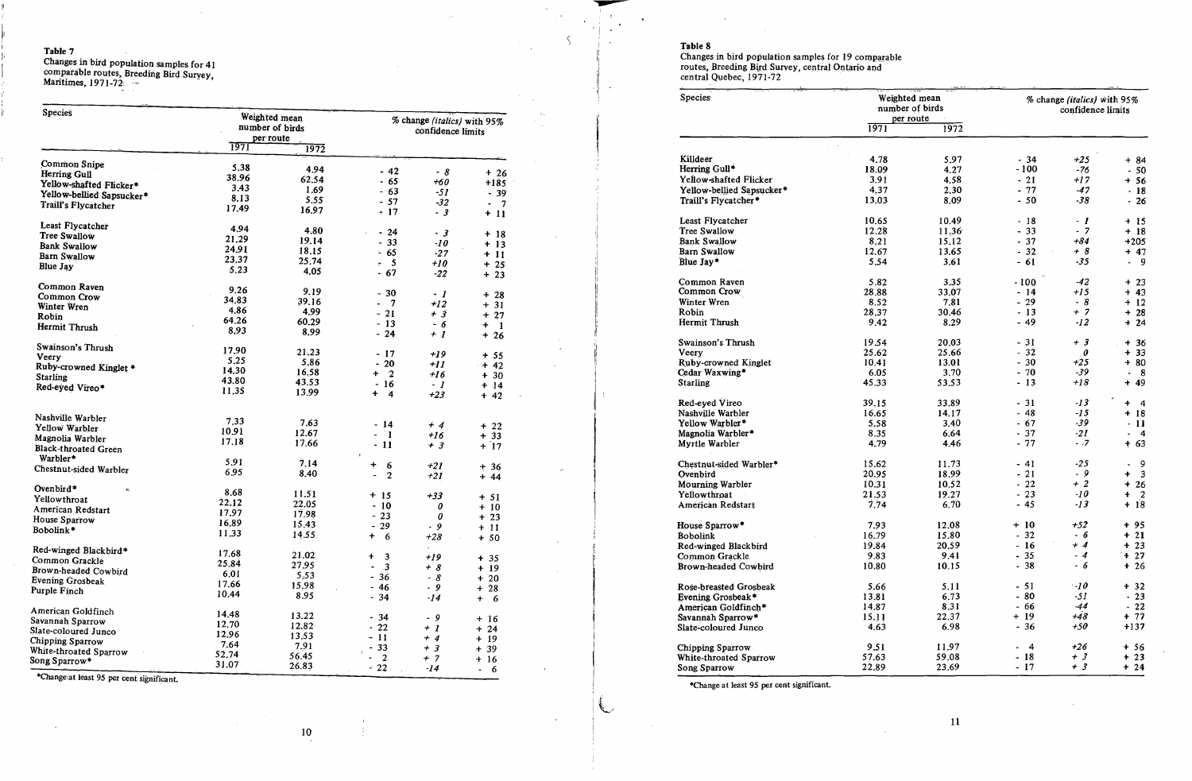**Table 7**
Changes in bird population samples for 41 comparable routes, Breeding Bird Survey, Maritimes, 1971-72

| Species | Weighted mean number of birds per route | | % change (*italics*) with 95% confidence limits | | |
|---|---|---|---|---|---|
| | 1971 | 1972 | | | |
| Common Snipe | 5.38 | 4.94 | - 42 | *- 8* | + 26 |
| Herring Gull | 38.96 | 62.54 | - 65 | *+60* | +185 |
| Yellow-shafted Flicker* | 3.43 | 1.69 | - 63 | *-51* | - 39 |
| Yellow-bellied Sapsucker* | 8.13 | 5.55 | - 57 | *-32* | - 7 |
| Traill's Flycatcher | 17.49 | 16.97 | - 17 | *- 3* | + 11 |
| Least Flycatcher | 4.94 | 4.80 | - 24 | *- 3* | + 18 |
| Tree Swallow | 21.29 | 19.14 | - 33 | *-10* | + 13 |
| Bank Swallow | 24.91 | 18.15 | - 65 | *-27* | + 11 |
| Barn Swallow | 23.37 | 25.74 | - 5 | *+10* | + 25 |
| Blue Jay | 5.23 | 4.05 | - 67 | *-22* | + 23 |
| Common Raven | 9.26 | 9.19 | - 30 | *- 1* | + 28 |
| Common Crow | 34.83 | 39.16 | - 7 | *+12* | + 31 |
| Winter Wren | 4.86 | 4.99 | - 21 | *+ 3* | + 27 |
| Robin | 64.26 | 60.29 | - 13 | *- 6* | + 1 |
| Hermit Thrush | 8.93 | 8.99 | - 24 | *+ 1* | + 26 |
| Swainson's Thrush | 17.90 | 21.23 | - 17 | *+19* | + 55 |
| Veery | 5.25 | 5.86 | - 20 | *+11* | + 42 |
| Ruby-crowned Kinglet * | 14.30 | 16.58 | + 2 | *+16* | + 30 |
| Starling | 43.80 | 43.53 | - 16 | *- 1* | + 14 |
| Red-eyed Vireo* | 11.35 | 13.99 | + 4 | *+23* | + 42 |
| Nashville Warbler | 7.33 | 7.63 | - 14 | *+ 4* | + 22 |
| Yellow Warbler | 10.91 | 12.67 | - 1 | *+16* | + 33 |
| Magnolia Warbler | 17.18 | 17.66 | - 11 | *+ 3* | + 17 |
| Black-throated Green Warbler* | 5.91 | 7.14 | + 6 | *+21* | + 36 |
| Chestnut-sided Warbler | 6.95 | 8.40 | - 2 | *+21* | + 44 |
| Ovenbird* | 8.68 | 11.51 | + 15 | *+33* | + 51 |
| Yellowthroat | 22.12 | 22.05 | - 10 | *0* | + 10 |
| American Redstart | 17.97 | 17.98 | - 23 | *0* | + 23 |
| House Sparrow | 16.89 | 15.43 | - 29 | *- 9* | + 11 |
| Bobolink* | 11.33 | 14.55 | + 6 | *+28* | + 50 |
| Red-winged Blackbird* | 17.68 | 21.02 | + 3 | *+19* | + 35 |
| Common Grackle | 25.84 | 27.95 | - 3 | *+ 8* | + 19 |
| Brown-headed Cowbird | 6.01 | 5.53 | - 36 | *- 8* | + 20 |
| Evening Grosbeak | 17.66 | 15.98 | - 46 | *- 9* | + 28 |
| Purple Finch | 10.44 | 8.95 | - 34 | *-14* | + 6 |
| American Goldfinch | 14.48 | 13.22 | - 34 | *- 9* | + 16 |
| Savannah Sparrow | 12.70 | 12.82 | - 22 | *+ 1* | + 24 |
| Slate-coloured Junco | 12.96 | 13.53 | - 11 | *+ 4* | + 19 |
| Chipping Sparrow | 7.64 | 7.91 | - 33 | *+ 3* | + 39 |
| White-throated Sparrow | 52.74 | 56.45 | - 2 | *+ 7* | + 16 |
| Song Sparrow* | 31.07 | 26.83 | - 22 | *-14* | - 6 |

*Change at least 95 per cent significant.

**Table 8**
Changes in bird population samples for 19 comparable routes, Breeding Bird Survey, central Ontario and central Quebec, 1971-72

| Species | Weighted mean number of birds per route | | % change (*italics*) with 95% confidence limits | | |
|---|---|---|---|---|---|
| | 1971 | 1972 | | | |
| Killdeer | 4.78 | 5.97 | - 34 | *+25* | + 84 |
| Herring Gull* | 18.09 | 4.27 | - 100 | *-76* | - 50 |
| Yellow-shafted Flicker | 3.91 | 4.58 | - 21 | *+17* | + 56 |
| Yellow-bellied Sapsucker* | 4.37 | 2.30 | - 77 | *-47* | - 18 |
| Traill's Flycatcher* | 13.03 | 8.09 | - 50 | *-38* | - 26 |
| Least Flycatcher | 10.65 | 10.49 | - 18 | *- 1* | + 15 |
| Tree Swallow | 12.28 | 11.36 | - 33 | *- 7* | + 18 |
| Bank Swallow | 8.21 | 15.12 | - 37 | *+84* | +205 |
| Barn Swallow | 12.67 | 13.65 | - 32 | *+ 8* | + 47 |
| Blue Jay* | 5.54 | 3.61 | - 61 | *-35* | - 9 |
| Common Raven | 5.82 | 3.35 | - 100 | *-42* | + 23 |
| Common Crow | 28.88 | 33.07 | - 14 | *+15* | + 43 |
| Winter Wren | 8.52 | 7.81 | - 29 | *- 8* | + 12 |
| Robin | 28.37 | 30.46 | - 13 | *+ 7* | + 28 |
| Hermit Thrush | 9.42 | 8.29 | - 49 | *-12* | + 24 |
| Swainson's Thrush | 19.54 | 20.03 | - 31 | *+ 3* | + 36 |
| Veery | 25.62 | 25.66 | - 32 | *0* | + 33 |
| Ruby-crowned Kinglet | 10.41 | 13.01 | - 30 | *+25* | + 80 |
| Cedar Waxwing* | 6.05 | 3.70 | - 70 | *-39* | - 8 |
| Starling | 45.33 | 53.53 | - 13 | *+18* | + 49 |
| Red-eyed Vireo | 39.15 | 33.89 | - 31 | *-13* | + 4 |
| Nashville Warbler | 16.65 | 14.17 | - 48 | *-15* | + 18 |
| Yellow Warbler* | 5.58 | 3.40 | - 67 | *-39* | - 11 |
| Magnolia Warbler* | 8.35 | 6.64 | - 37 | *-21* | - 4 |
| Myrtle Warbler | 4.79 | 4.46 | - 77 | *- 7* | + 63 |
| Chestnut-sided Warbler* | 15.62 | 11.73 | - 41 | *-25* | - 9 |
| Ovenbird | 20.95 | 18.99 | - 21 | *- 9* | + 3 |
| Mourning Warbler | 10.31 | 10.52 | - 22 | *+ 2* | + 26 |
| Yellowthroat | 21.53 | 19.27 | - 23 | *-10* | + 2 |
| American Redstart | 7.74 | 6.70 | - 45 | *-13* | + 18 |
| House Sparrow* | 7.93 | 12.08 | + 10 | *+52* | + 95 |
| Bobolink | 16.79 | 15.80 | - 32 | *- 6* | + 21 |
| Red-winged Blackbird | 19.84 | 20.59 | - 16 | *+ 4* | + 23 |
| Common Grackle | 9.83 | 9.41 | - 35 | *- 4* | + 27 |
| Brown-headed Cowbird | 10.80 | 10.15 | - 38 | *- 6* | + 26 |
| Rose-breasted Grosbeak | 5.66 | 5.11 | - 51 | *-10* | + 32 |
| Evening Grosbeak* | 13.81 | 6.73 | - 80 | *-51* | - 23 |
| American Goldfinch* | 14.87 | 8.31 | - 66 | *-44* | - 22 |
| Savannah Sparrow* | 15.11 | 22.37 | + 19 | *+48* | + 77 |
| Slate-coloured Junco | 4.63 | 6.98 | - 36 | *+50* | +137 |
| Chipping Sparrow | 9.51 | 11.97 | - 4 | *+26* | + 56 |
| White-throated Sparrow | 57.63 | 59.08 | - 18 | *+ 3* | + 23 |
| Song Sparrow | 22.89 | 23.69 | - 17 | *+ 3* | + 24 |

*Change at least 95 per cent significant.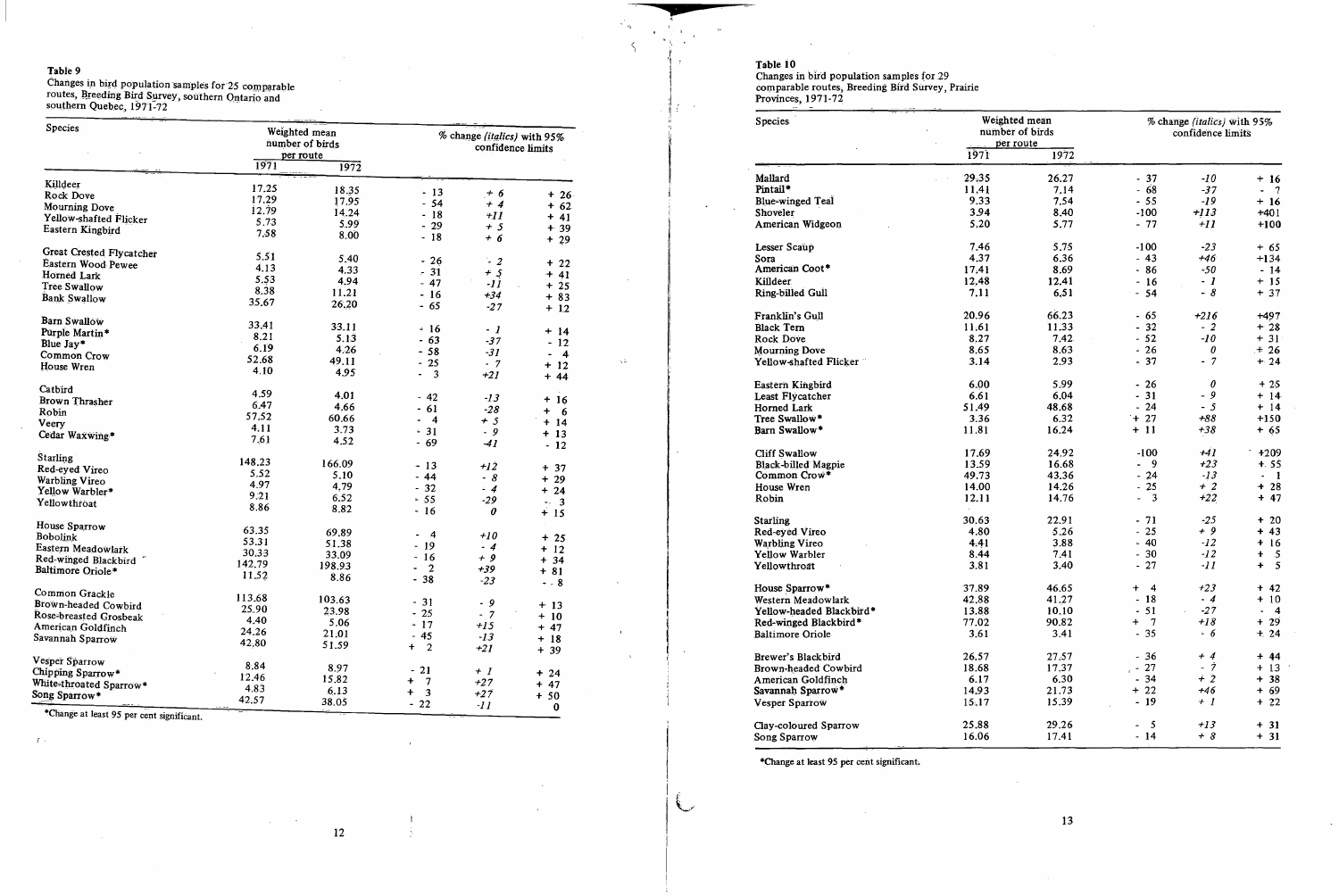**Table 9**
Changes in bird population samples for 25 comparable routes, Breeding Bird Survey, southern Ontario and southern Quebec, 1971-72

| Species | Weighted mean number of birds per route | | % change (*italics*) with 95% confidence limits | | |
|---|---|---|---|---|---|
| | 1971 | 1972 | | | |
| Killdeer | 17.25 | 18.35 | - 13 | *+ 6* | + 26 |
| Rock Dove | 17.29 | 17.95 | - 54 | *+ 4* | + 62 |
| Mourning Dove | 12.79 | 14.24 | - 18 | *+11* | + 41 |
| Yellow-shafted Flicker | 5.73 | 5.99 | - 29 | *+ 5* | + 39 |
| Eastern Kingbird | 7.58 | 8.00 | - 18 | *+ 6* | + 29 |
| Great Crested Flycatcher | 5.51 | 5.40 | - 26 | *- 2* | + 22 |
| Eastern Wood Pewee | 4.13 | 4.33 | - 31 | *+ 5* | + 41 |
| Horned Lark | 5.53 | 4.94 | - 47 | *-11* | + 25 |
| Tree Swallow | 8.38 | 11.21 | - 16 | *+34* | + 83 |
| Bank Swallow | 35.67 | 26.20 | - 65 | *-27* | + 12 |
| Barn Swallow | 33.41 | 33.11 | - 16 | *- 1* | + 14 |
| Purple Martin* | 8.21 | 5.13 | - 63 | *-37* | - 12 |
| Blue Jay* | 6.19 | 4.26 | - 58 | *-31* | - 4 |
| Common Crow | 52.68 | 49.11 | - 25 | *- 7* | + 12 |
| House Wren | 4.10 | 4.95 | - 3 | *+21* | + 44 |
| Catbird | 4.59 | 4.01 | - 42 | *-13* | + 16 |
| Brown Thrasher | 6.47 | 4.66 | - 61 | *-28* | + 6 |
| Robin | 57.52 | 60.66 | - 4 | *+ 5* | + 14 |
| Veery | 4.11 | 3.73 | - 31 | *- 9* | + 13 |
| Cedar Waxwing* | 7.61 | 4.52 | - 69 | *-41* | - 12 |
| Starling | 148.23 | 166.09 | - 13 | *+12* | + 37 |
| Red-eyed Vireo | 5.52 | 5.10 | - 44 | *- 8* | + 29 |
| Warbling Vireo | 4.97 | 4.79 | - 32 | *- 4* | + 24 |
| Yellow Warbler* | 9.21 | 6.52 | - 55 | *-29* | - 3 |
| Yellowthroat | 8.86 | 8.82 | - 16 | *0* | + 15 |
| House Sparrow | 63.35 | 69.89 | - 4 | *+10* | + 25 |
| Bobolink | 53.31 | 51.38 | - 19 | *- 4* | + 12 |
| Eastern Meadowlark | 30.33 | 33.09 | - 16 | *+ 9* | + 34 |
| Red-winged Blackbird | 142.79 | 198.93 | - 2 | *+39* | + 81 |
| Baltimore Oriole* | 11.52 | 8.86 | - 38 | *-23* | - 8 |
| Common Grackle | 113.68 | 103.63 | - 31 | *- 9* | + 13 |
| Brown-headed Cowbird | 25.90 | 23.98 | - 25 | *- 7* | + 10 |
| Rose-breasted Grosbeak | 4.40 | 5.06 | - 17 | *+15* | + 47 |
| American Goldfinch | 24.26 | 21.01 | - 45 | *-13* | + 18 |
| Savannah Sparrow | 42.80 | 51.59 | + 2 | *+21* | + 39 |
| Vesper Sparrow | 8.84 | 8.97 | - 21 | *+ 1* | + 24 |
| Chipping Sparrow* | 12.46 | 15.82 | + 7 | *+27* | + 47 |
| White-throated Sparrow* | 4.83 | 6.13 | + 3 | *+27* | + 50 |
| Song Sparrow* | 42.57 | 38.05 | - 22 | *-11* | 0 |

*Change at least 95 per cent significant.

**Table 10**
Changes in bird population samples for 29 comparable routes, Breeding Bird Survey, Prairie Provinces, 1971-72

| Species | Weighted mean number of birds per route | | % change (*italics*) with 95% confidence limits | | |
|---|---|---|---|---|---|
| | 1971 | 1972 | | | |
| Mallard | 29.35 | 26.27 | - 37 | *-10* | + 16 |
| Pintail* | 11.41 | 7.14 | - 68 | *-37* | - 7 |
| Blue-winged Teal | 9.33 | 7.54 | - 55 | *-19* | + 16 |
| Shoveler | 3.94 | 8.40 | -100 | *+113* | +401 |
| American Widgeon | 5.20 | 5.77 | - 77 | *+11* | +100 |
| Lesser Scaup | 7.46 | 5.75 | -100 | *-23* | + 65 |
| Sora | 4.37 | 6.36 | - 43 | *+46* | +134 |
| American Coot* | 17.41 | 8.69 | - 86 | *-50* | - 14 |
| Killdeer | 12.48 | 12.41 | - 16 | *- 1* | + 15 |
| Ring-billed Gull | 7.11 | 6.51 | - 54 | *- 8* | + 37 |
| Franklin's Gull | 20.96 | 66.23 | - 65 | *+216* | +497 |
| Black Tern | 11.61 | 11.33 | - 32 | *- 2* | + 28 |
| Rock Dove | 8.27 | 7.42 | - 52 | *-10* | + 31 |
| Mourning Dove | 8.65 | 8.63 | - 26 | *0* | + 26 |
| Yellow-shafted Flicker | 3.14 | 2.93 | - 37 | *- 7* | + 24 |
| Eastern Kingbird | 6.00 | 5.99 | - 26 | *0* | + 25 |
| Least Flycatcher | 6.61 | 6.04 | - 31 | *- 9* | + 14 |
| Horned Lark | 51.49 | 48.68 | - 24 | *- 5* | + 14 |
| Tree Swallow* | 3.36 | 6.32 | + 27 | *+88* | +150 |
| Barn Swallow* | 11.81 | 16.24 | + 11 | *+38* | + 65 |
| Cliff Swallow | 17.69 | 24.92 | -100 | *+41* | +209 |
| Black-billed Magpie | 13.59 | 16.68 | - 9 | *+23* | + 55 |
| Common Crow* | 49.73 | 43.36 | - 24 | *-13* | - 1 |
| House Wren | 14.00 | 14.26 | - 25 | *+ 2* | + 28 |
| Robin | 12.11 | 14.76 | - 3 | *+22* | + 47 |
| Starling | 30.63 | 22.91 | - 71 | *-25* | + 20 |
| Red-eyed Vireo | 4.80 | 5.26 | - 25 | *+ 9* | + 43 |
| Warbling Vireo | 4.41 | 3.88 | - 40 | *-12* | + 16 |
| Yellow Warbler | 8.44 | 7.41 | - 30 | *-12* | + 5 |
| Yellowthroat | 3.81 | 3.40 | - 27 | *-11* | + 5 |
| House Sparrow* | 37.89 | 46.65 | + 4 | *+23* | + 42 |
| Western Meadowlark | 42.88 | 41.27 | - 18 | *- 4* | + 10 |
| Yellow-headed Blackbird* | 13.88 | 10.10 | - 51 | *-27* | - 4 |
| Red-winged Blackbird* | 77.02 | 90.82 | + 7 | *+18* | + 29 |
| Baltimore Oriole | 3.61 | 3.41 | - 35 | *- 6* | + 24 |
| Brewer's Blackbird | 26.57 | 27.57 | - 36 | *+ 4* | + 44 |
| Brown-headed Cowbird | 18.68 | 17.37 | - 27 | *- 7* | + 13 |
| American Goldfinch | 6.17 | 6.30 | - 34 | *+ 2* | + 38 |
| Savannah Sparrow* | 14.93 | 21.73 | + 22 | *+46* | + 69 |
| Vesper Sparrow | 15.17 | 15.39 | - 19 | *+ 1* | + 22 |
| Clay-coloured Sparrow | 25.88 | 29.26 | - 5 | *+13* | + 31 |
| Song Sparrow | 16.06 | 17.41 | - 14 | *+ 8* | + 31 |

*Change at least 95 per cent significant.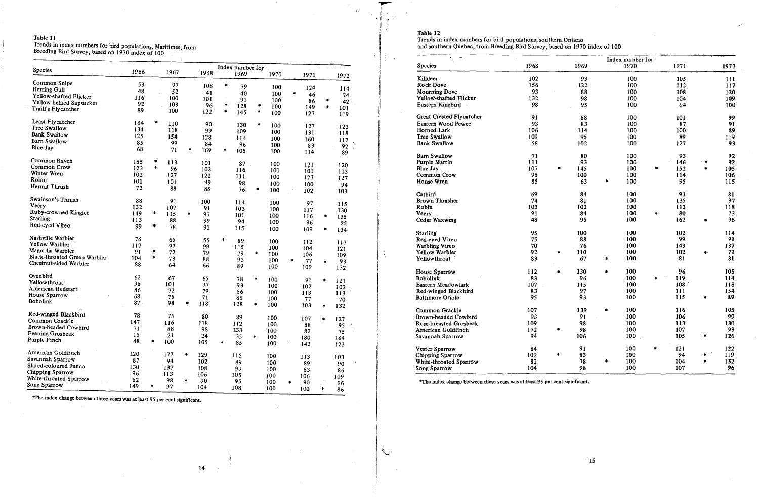**Table 11**
Trends in index numbers for bird populations, Maritimes, from Breeding Bird Survey, based on 1970 index of 100

| Species | 1966 | 1967 | 1968 | 1969 | 1970 | 1971 | 1972 |
|---|---|---|---|---|---|---|---|
| | Index number for | | | | | | |
| Common Snipe | 53 | 97 | 108 | * 79 | 100 | 124 | 114 |
| Herring Gull | 48 | 52 | 41 | 40 | 100 | * 46 | 74 |
| Yellow-shafted Flicker | 116 | 100 | 101 | 91 | 100 | 86 | * 42 |
| Yellow-bellied Sapsucker | 92 | 103 | 96 | * 128 | * 100 | 149 | * 101 |
| Traill's Flycatcher | 89 | 100 | 122 | * 145 | * 100 | 123 | 119 |
| Least Flycatcher | 164 | * 110 | 90 | 130 | * 100 | 127 | 123 |
| Tree Swallow | 134 | 118 | 99 | 109 | 100 | 131 | 118 |
| Bank Swallow | 125 | 154 | 128 | 114 | 100 | 160 | 117 |
| Barn Swallow | 85 | 99 | 84 | 96 | 100 | 83 | 92 |
| Blue Jay | 68 | 71 | * 169 | * 105 | 100 | 114 | 89 |
| Common Raven | 185 | * 113 | 101 | 87 | 100 | 121 | 120 |
| Common Crow | 123 | * 96 | 102 | 116 | 100 | 101 | 113 |
| Winter Wren | 102 | 127 | 122 | 111 | 100 | 123 | 127 |
| Robin | 101 | 101 | 99 | 98 | 100 | 100 | 94 |
| Hermit Thrush | 72 | 88 | 85 | 76 | * 100 | 102 | 103 |
| Swainson's Thrush | 88 | 91 | 100 | 114 | 100 | 97 | 115 |
| Veery | 132 | 107 | 91 | 103 | 100 | 117 | 130 |
| Ruby-crowned Kinglet | 149 | * 115 | * 97 | 101 | 100 | 116 | * 135 |
| Starling | 113 | 88 | 99 | 94 | 100 | 96 | 95 |
| Red-eyed Vireo | 99 | * 78 | 91 | 115 | 100 | 109 | * 134 |
| Nashville Warbler | 76 | 65 | 55 | * 89 | 100 | 112 | 117 |
| Yellow Warbler | 117 | 97 | 99 | 115 | 100 | 104 | 121 |
| Magnolia Warbler | 91 | * 72 | 79 | 79 | * 100 | 106 | 109 |
| Black-throated Green Warbler | 104 | * 73 | 88 | 93 | 100 | * 77 | * 93 |
| Chestnut-sided Warbler | 88 | 64 | 66 | 89 | 100 | 109 | 132 |
| Ovenbird | 62 | 67 | 65 | 78 | * 100 | 91 | * 121 |
| Yellowthroat | 98 | 101 | 97 | 93 | 100 | 102 | 102 |
| American Redstart | 86 | 72 | 79 | 86 | 100 | 113 | 113 |
| House Sparrow | 68 | 75 | 71 | 85 | 100 | 77 | 70 |
| Bobolink | 87 | 98 | * 118 | 128 | * 100 | 103 | * 132 |
| Red-winged Blackbird | 78 | 75 | 80 | 89 | 100 | 107 | * 127 |
| Common Grackle | 147 | 116 | 118 | 112 | 100 | 88 | 95 |
| Brown-headed Cowbird | 71 | 88 | 98 | 133 | 100 | 82 | 75 |
| Evening Grosbeak | 15 | 21 | 24 | 35 | * 100 | 180 | 164 |
| Purple Finch | 48 | * 100 | 105 | * 85 | 100 | 142 | 122 |
| American Goldfinch | 120 | 177 | * 129 | 115 | 100 | 113 | 103 |
| Savannah Sparrow | 87 | 94 | 102 | 89 | 100 | 88 | 90 |
| Slated-coloured Junco | 130 | 137 | 108 | 99 | 100 | 83 | 86 |
| Chipping Sparrow | 96 | 113 | 106 | 105 | 100 | 106 | 109 |
| White-throated Sparrow | 82 | 98 | * 90 | 95 | 100 | * 90 | 96 |
| Song Sparrow | 149 | * 97 | 104 | 108 | 100 | 100 | * 86 |

*The index change between these years was at least 95 per cent significant.

**Table 12**
Trends in index numbers for bird populations, southern Ontario and southern Quebec, from Breeding Bird Survey, based on 1970 index of 100

| Species | 1968 | 1969 | 1970 | 1971 | 1972 |
|---|---|---|---|---|---|
| | Index number for | | | | |
| Killdeer | 102 | 93 | 100 | 105 | 111 |
| Rock Dove | 156 | 122 | 100 | 112 | 117 |
| Mourning Dove | 93 | 88 | 100 | 108 | 120 |
| Yellow-shafted Flicker | 132 | 98 | 100 | 104 | 109 |
| Eastern Kingbird | 98 | 95 | 100 | 94 | 100 |
| Great Crested Flycatcher | 91 | 88 | 100 | 101 | 99 |
| Eastern Wood Pewee | 93 | 83 | 100 | 87 | 91 |
| Horned Lark | 106 | 114 | 100 | 100 | 89 |
| Tree Swallow | 109 | 95 | 100 | 89 | 119 |
| Bank Swallow | 58 | 102 | 100 | 127 | 93 |
| Barn Swallow | 71 | 80 | 100 | 93 | 92 |
| Purple Martin | 111 | 93 | 100 | 146 | * 92 |
| Blue Jay | 107 | * 145 | 100 | * 152 | * 105 |
| Common Crow | 98 | 100 | 100 | 114 | 106 |
| House Wren | 85 | 63 | * 100 | 95 | 115 |
| Catbird | 69 | 84 | 100 | 93 | 81 |
| Brown Thrasher | 74 | 81 | 100 | 135 | 97 |
| Robin | 103 | 102 | 100 | 112 | 118 |
| Veery | 91 | 84 | 100 | * 80 | 73 |
| Cedar Waxwing | 48 | 95 | 100 | 162 | * 96 |
| Starling | 95 | 100 | 100 | 102 | 114 |
| Red-eyed Vireo | 75 | 88 | 100 | 99 | 91 |
| Warbling Vireo | 70 | 76 | 100 | 143 | 137 |
| Yellow Warbler | 92 | * 110 | 100 | 102 | * 72 |
| Yellowthroat | 83 | 67 | * 100 | 81 | 81 |
| House Sparrow | 112 | * 130 | * 100 | 96 | 105 |
| Bobolink | 83 | 96 | 100 | * 119 | 114 |
| Eastern Meadowlark | 107 | 115 | 100 | 108 | 118 |
| Red-winged Blackbird | 83 | 97 | 100 | 111 | 154 |
| Baltimore Oriole | 95 | 93 | 100 | 115 | * 89 |
| Common Grackle | 107 | 139 | * 100 | 116 | 105 |
| Brown-headed Cowbird | 93 | 91 | 100 | 106 | 99 |
| Rose-breasted Grosbeak | 109 | 98 | 100 | 113 | 130 |
| American Goldfinch | 172 | * 98 | 100 | 107 | 93 |
| Savannah Sparrow | 94 | 106 | 100 | 105 | * 126 |
| Vester Sparrow | 84 | 91 | 100 | * 121 | 122 |
| Chipping Sparrow | 109 | * 83 | 100 | 94 | * 119 |
| White-throated Sparrow | 82 | 78 | * 100 | 104 | * 132 |
| Song Sparrow | 104 | 98 | 100 | 107 | 96 |

*The index change between these years was at least 95 per cent significant.